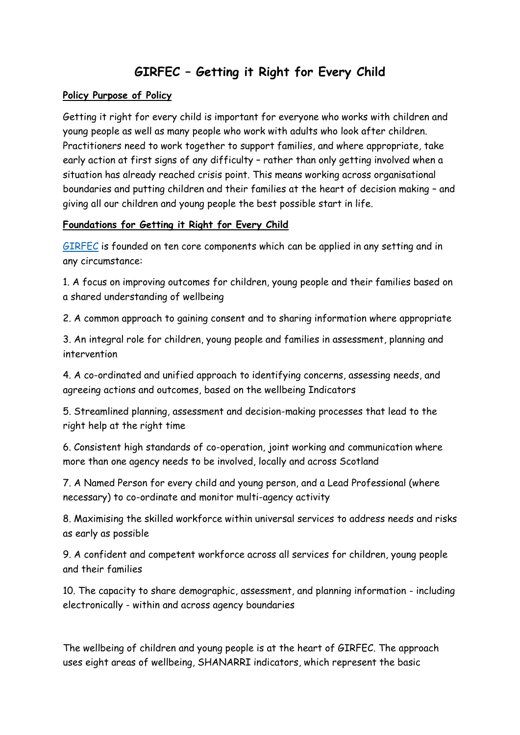# GIRFEC – Getting it Right for Every Child

**Policy Purpose of Policy**

Getting it right for every child is important for everyone who works with children and young people as well as many people who work with adults who look after children. Practitioners need to work together to support families, and where appropriate, take early action at first signs of any difficulty – rather than only getting involved when a situation has already reached crisis point. This means working across organisational boundaries and putting children and their families at the heart of decision making – and giving all our children and young people the best possible start in life.

**Foundations for Getting it Right for Every Child**

GIRFEC is founded on ten core components which can be applied in any setting and in any circumstance:

1. A focus on improving outcomes for children, young people and their families based on a shared understanding of wellbeing

2. A common approach to gaining consent and to sharing information where appropriate

3. An integral role for children, young people and families in assessment, planning and intervention

4. A co-ordinated and unified approach to identifying concerns, assessing needs, and agreeing actions and outcomes, based on the wellbeing Indicators

5. Streamlined planning, assessment and decision-making processes that lead to the right help at the right time

6. Consistent high standards of co-operation, joint working and communication where more than one agency needs to be involved, locally and across Scotland

7. A Named Person for every child and young person, and a Lead Professional (where necessary) to co-ordinate and monitor multi-agency activity

8. Maximising the skilled workforce within universal services to address needs and risks as early as possible

9. A confident and competent workforce across all services for children, young people and their families

10. The capacity to share demographic, assessment, and planning information - including electronically - within and across agency boundaries

The wellbeing of children and young people is at the heart of GIRFEC. The approach uses eight areas of wellbeing, SHANARRI indicators, which represent the basic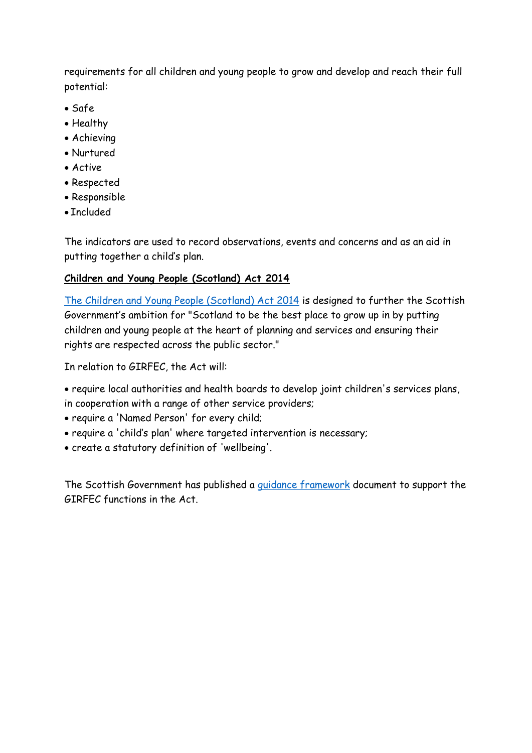requirements for all children and young people to grow and develop and reach their full potential:

- Safe
- Healthy
- Achieving
- Nurtured
- Active
- Respected
- Responsible
- Included

The indicators are used to record observations, events and concerns and as an aid in putting together a child's plan.

**Children and Young People (Scotland) Act 2014**

[The Children and Young People (Scotland) Act 2014] is designed to further the Scottish Government's ambition for "Scotland to be the best place to grow up in by putting children and young people at the heart of planning and services and ensuring their rights are respected across the public sector."

In relation to GIRFEC, the Act will:

- require local authorities and health boards to develop joint children's services plans, in cooperation with a range of other service providers;
- require a 'Named Person' for every child;
- require a 'child's plan' where targeted intervention is necessary;
- create a statutory definition of 'wellbeing'.

The Scottish Government has published a [guidance framework] document to support the GIRFEC functions in the Act.